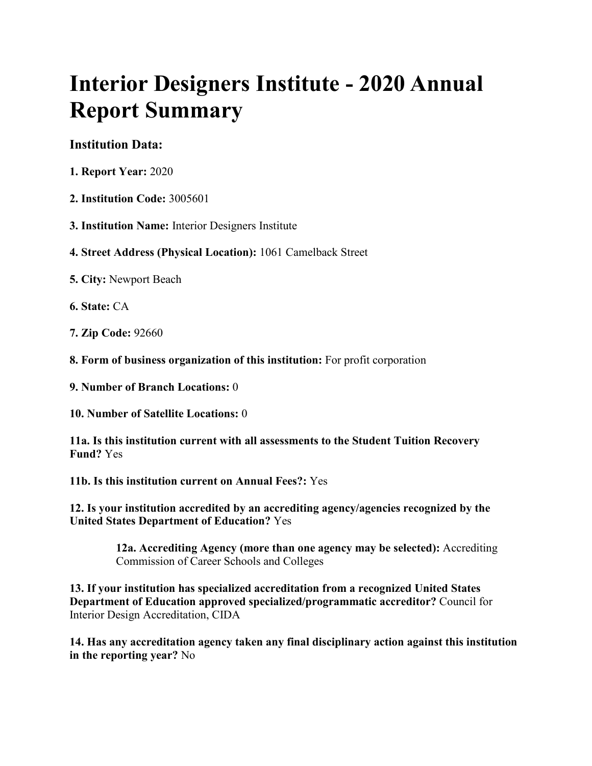# Interior Designers Institute - 2020 Annual Report Summary

### Institution Data:

**1. Report Year:** 2020

**2. Institution Code:** 3005601

**3. Institution Name:** Interior Designers Institute

**4. Street Address (Physical Location):** 1061 Camelback Street

**5. City:** Newport Beach

**6. State:** CA

**7. Zip Code:** 92660

**8. Form of business organization of this institution:** For profit corporation

**9. Number of Branch Locations:** 0

**10. Number of Satellite Locations:** 0

**11a. Is this institution current with all assessments to the Student Tuition Recovery Fund?** Yes

**11b. Is this institution current on Annual Fees?:** Yes

**12. Is your institution accredited by an accrediting agency/agencies recognized by the United States Department of Education?** Yes

> **12a. Accrediting Agency (more than one agency may be selected):** Accrediting Commission of Career Schools and Colleges

**13. If your institution has specialized accreditation from a recognized United States Department of Education approved specialized/programmatic accreditor?** Council for Interior Design Accreditation, CIDA

**14. Has any accreditation agency taken any final disciplinary action against this institution in the reporting year?** No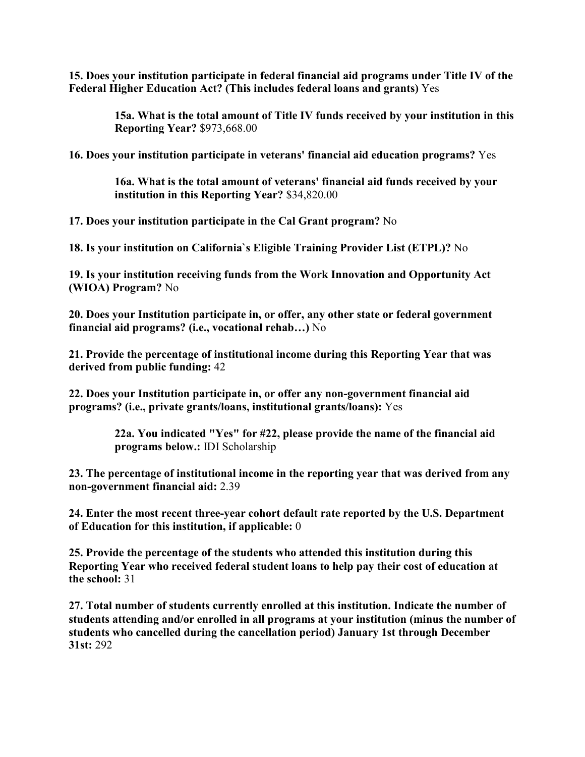**15. Does your institution participate in federal financial aid programs under Title IV of the Federal Higher Education Act? (This includes federal loans and grants)** Yes

> **15a. What is the total amount of Title IV funds received by your institution in this Reporting Year?** $973,668.00

**16. Does your institution participate in veterans' financial aid education programs?** Yes

> **16a. What is the total amount of veterans' financial aid funds received by your institution in this Reporting Year?** $34,820.00

**17. Does your institution participate in the Cal Grant program?** No

**18. Is your institution on California`s Eligible Training Provider List (ETPL)?** No

**19. Is your institution receiving funds from the Work Innovation and Opportunity Act (WIOA) Program?** No

**20. Does your Institution participate in, or offer, any other state or federal government financial aid programs? (i.e., vocational rehab…)** No

**21. Provide the percentage of institutional income during this Reporting Year that was derived from public funding:** 42

**22. Does your Institution participate in, or offer any non-government financial aid programs? (i.e., private grants/loans, institutional grants/loans):** Yes

> **22a. You indicated "Yes" for #22, please provide the name of the financial aid programs below.:** IDI Scholarship

**23. The percentage of institutional income in the reporting year that was derived from any non-government financial aid:** 2.39

**24. Enter the most recent three-year cohort default rate reported by the U.S. Department of Education for this institution, if applicable:** 0

**25. Provide the percentage of the students who attended this institution during this Reporting Year who received federal student loans to help pay their cost of education at the school:** 31

**27. Total number of students currently enrolled at this institution. Indicate the number of students attending and/or enrolled in all programs at your institution (minus the number of students who cancelled during the cancellation period) January 1st through December 31st:** 292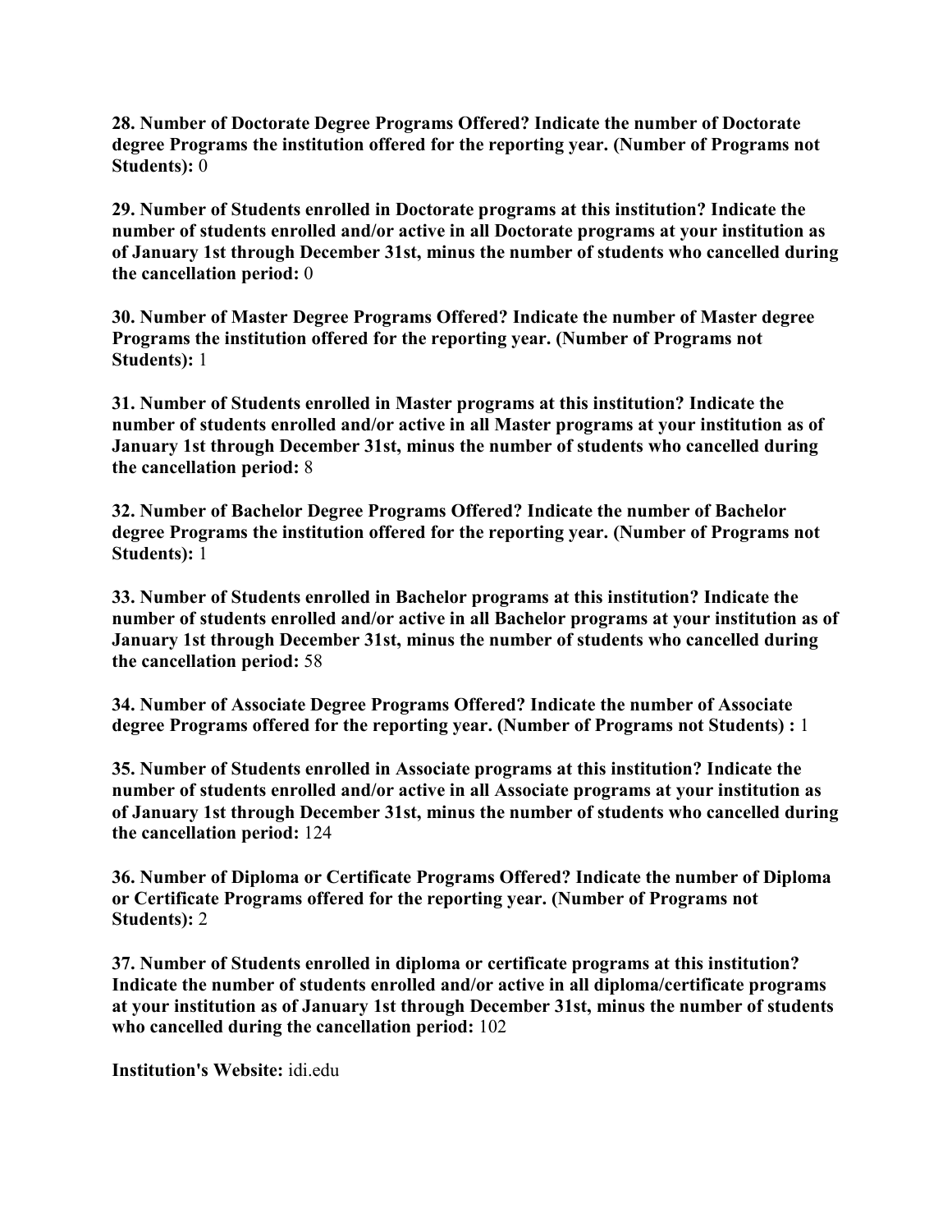**28. Number of Doctorate Degree Programs Offered? Indicate the number of Doctorate degree Programs the institution offered for the reporting year. (Number of Programs not Students):** 0

**29. Number of Students enrolled in Doctorate programs at this institution? Indicate the number of students enrolled and/or active in all Doctorate programs at your institution as of January 1st through December 31st, minus the number of students who cancelled during the cancellation period:** 0

**30. Number of Master Degree Programs Offered? Indicate the number of Master degree Programs the institution offered for the reporting year. (Number of Programs not Students):** 1

**31. Number of Students enrolled in Master programs at this institution? Indicate the number of students enrolled and/or active in all Master programs at your institution as of January 1st through December 31st, minus the number of students who cancelled during the cancellation period:** 8

**32. Number of Bachelor Degree Programs Offered? Indicate the number of Bachelor degree Programs the institution offered for the reporting year. (Number of Programs not Students):** 1

**33. Number of Students enrolled in Bachelor programs at this institution? Indicate the number of students enrolled and/or active in all Bachelor programs at your institution as of January 1st through December 31st, minus the number of students who cancelled during the cancellation period:** 58

**34. Number of Associate Degree Programs Offered? Indicate the number of Associate degree Programs offered for the reporting year. (Number of Programs not Students) :** 1

**35. Number of Students enrolled in Associate programs at this institution? Indicate the number of students enrolled and/or active in all Associate programs at your institution as of January 1st through December 31st, minus the number of students who cancelled during the cancellation period:** 124

**36. Number of Diploma or Certificate Programs Offered? Indicate the number of Diploma or Certificate Programs offered for the reporting year. (Number of Programs not Students):** 2

**37. Number of Students enrolled in diploma or certificate programs at this institution? Indicate the number of students enrolled and/or active in all diploma/certificate programs at your institution as of January 1st through December 31st, minus the number of students who cancelled during the cancellation period:** 102

**Institution's Website:** idi.edu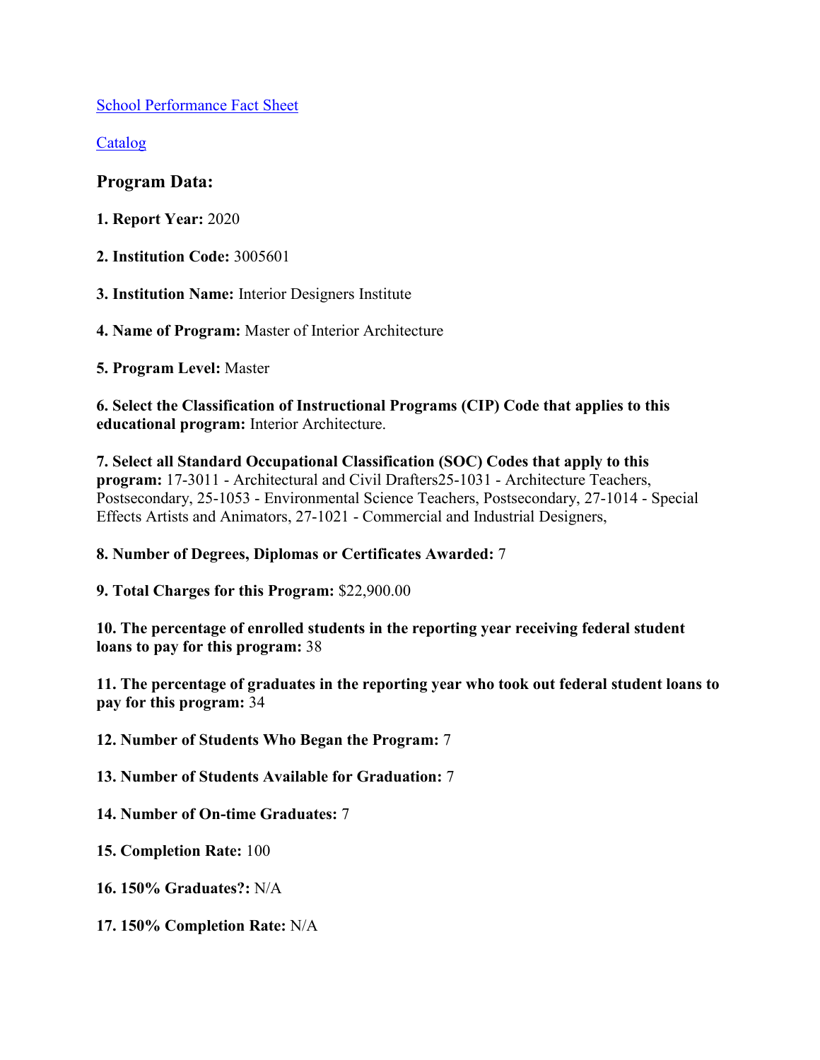[School Performance Fact Sheet]

[Catalog]

### Program Data:

**1. Report Year:** 2020

**2. Institution Code:** 3005601

**3. Institution Name:** Interior Designers Institute

**4. Name of Program:** Master of Interior Architecture

**5. Program Level:** Master

**6. Select the Classification of Instructional Programs (CIP) Code that applies to this educational program:** Interior Architecture.

**7. Select all Standard Occupational Classification (SOC) Codes that apply to this program:** 17-3011 - Architectural and Civil Drafters25-1031 - Architecture Teachers, Postsecondary, 25-1053 - Environmental Science Teachers, Postsecondary, 27-1014 - Special Effects Artists and Animators, 27-1021 - Commercial and Industrial Designers,

**8. Number of Degrees, Diplomas or Certificates Awarded:** 7

**9. Total Charges for this Program:** $22,900.00

**10. The percentage of enrolled students in the reporting year receiving federal student loans to pay for this program:** 38

**11. The percentage of graduates in the reporting year who took out federal student loans to pay for this program:** 34

**12. Number of Students Who Began the Program:** 7

**13. Number of Students Available for Graduation:** 7

**14. Number of On-time Graduates:** 7

**15. Completion Rate:** 100

**16. 150% Graduates?:** N/A

**17. 150% Completion Rate:** N/A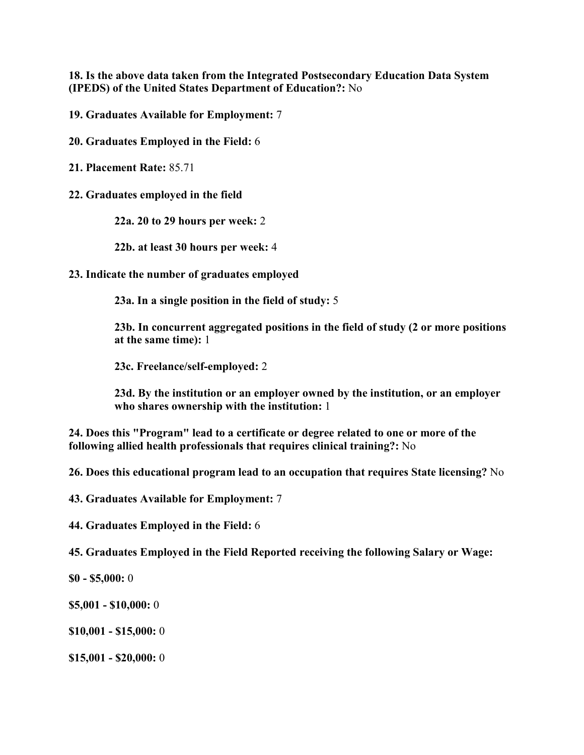**18. Is the above data taken from the Integrated Postsecondary Education Data System (IPEDS) of the United States Department of Education?:** No

**19. Graduates Available for Employment:** 7

**20. Graduates Employed in the Field:** 6

**21. Placement Rate:** 85.71

**22. Graduates employed in the field**

> **22a. 20 to 29 hours per week:** 2
>
> **22b. at least 30 hours per week:** 4

**23. Indicate the number of graduates employed**

> **23a. In a single position in the field of study:** 5
>
> **23b. In concurrent aggregated positions in the field of study (2 or more positions at the same time):** 1
>
> **23c. Freelance/self-employed:** 2
>
> **23d. By the institution or an employer owned by the institution, or an employer who shares ownership with the institution:** 1

**24. Does this "Program" lead to a certificate or degree related to one or more of the following allied health professionals that requires clinical training?:** No

**26. Does this educational program lead to an occupation that requires State licensing?** No

**43. Graduates Available for Employment:** 7

**44. Graduates Employed in the Field:** 6

**45. Graduates Employed in the Field Reported receiving the following Salary or Wage:**

**$0 - $5,000:** 0

**$5,001 - $10,000:** 0

**$10,001 - $15,000:** 0

**$15,001 - $20,000:** 0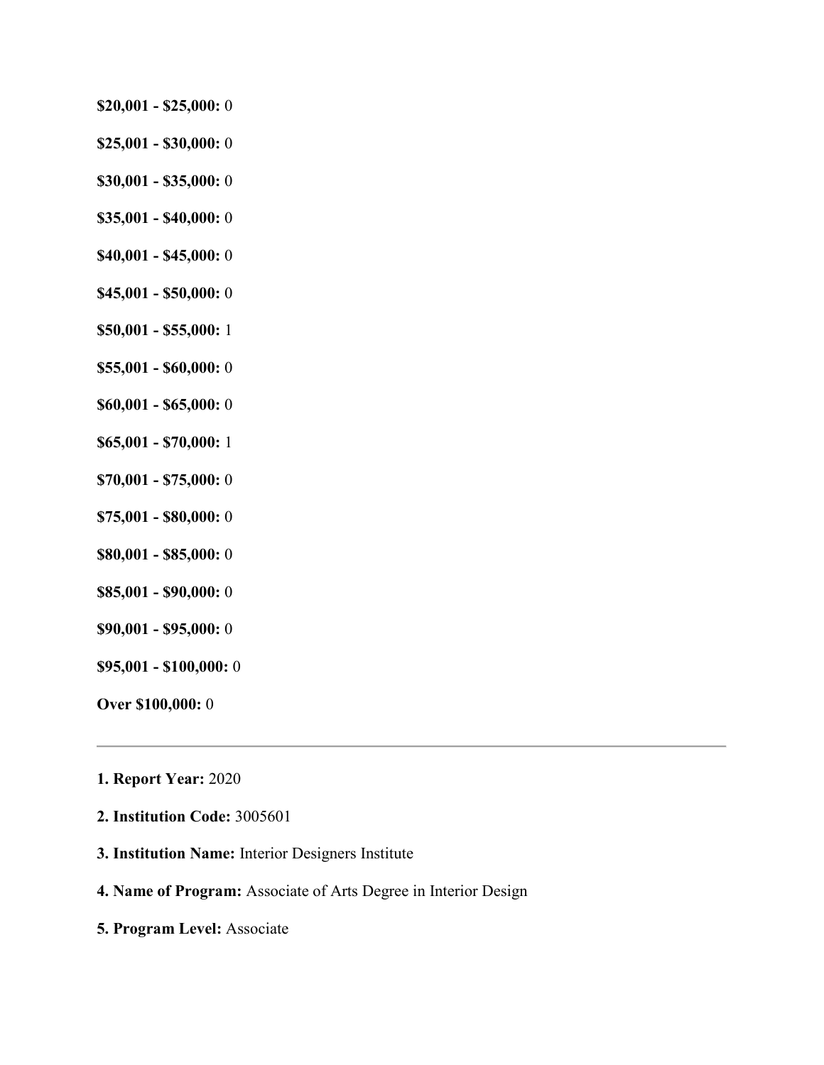**$20,001 - $25,000:** 0

**$25,001 - $30,000:** 0

**$30,001 - $35,000:** 0

**$35,001 - $40,000:** 0

**$40,001 - $45,000:** 0

**$45,001 - $50,000:** 0

**$50,001 - $55,000:** 1

**$55,001 - $60,000:** 0

**$60,001 - $65,000:** 0

**$65,001 - $70,000:** 1

**$70,001 - $75,000:** 0

**$75,001 - $80,000:** 0

**$80,001 - $85,000:** 0

**$85,001 - $90,000:** 0

**$90,001 - $95,000:** 0

**$95,001 - $100,000:** 0

**Over $100,000:** 0

---

**1. Report Year:** 2020

**2. Institution Code:** 3005601

**3. Institution Name:** Interior Designers Institute

**4. Name of Program:** Associate of Arts Degree in Interior Design

**5. Program Level:** Associate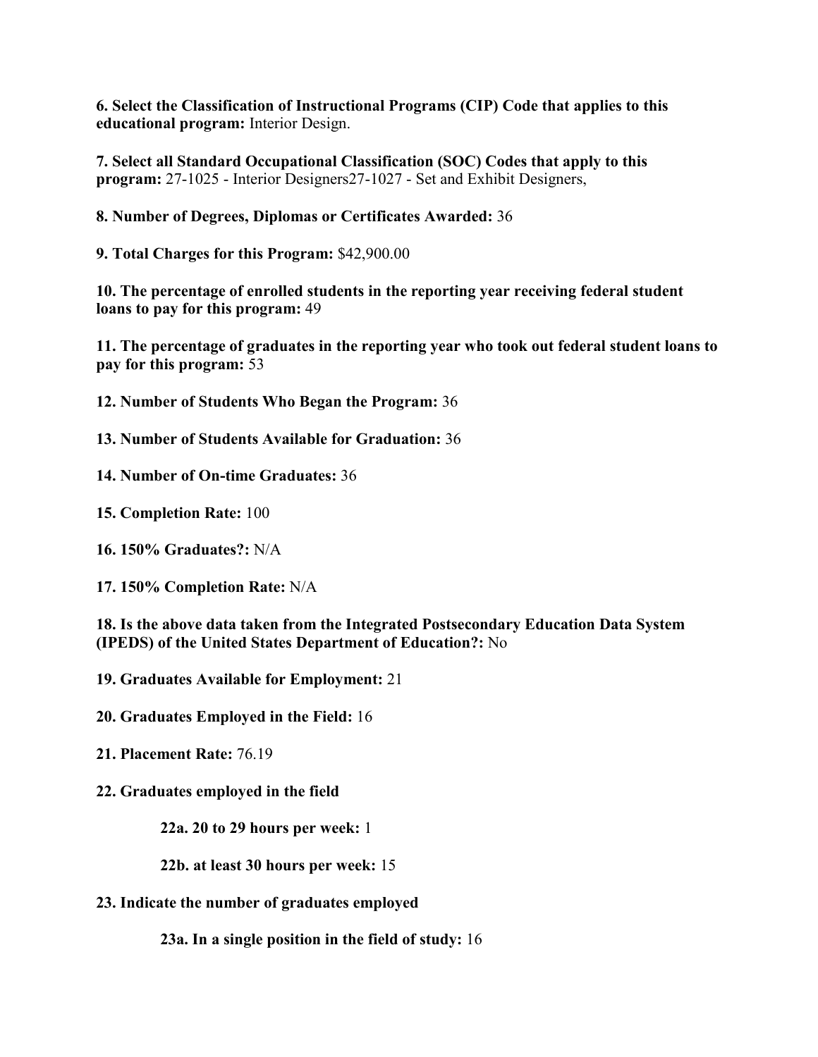**6. Select the Classification of Instructional Programs (CIP) Code that applies to this educational program:** Interior Design.

**7. Select all Standard Occupational Classification (SOC) Codes that apply to this program:** 27-1025 - Interior Designers27-1027 - Set and Exhibit Designers,

**8. Number of Degrees, Diplomas or Certificates Awarded:** 36

**9. Total Charges for this Program:** $42,900.00

**10. The percentage of enrolled students in the reporting year receiving federal student loans to pay for this program:** 49

**11. The percentage of graduates in the reporting year who took out federal student loans to pay for this program:** 53

**12. Number of Students Who Began the Program:** 36

**13. Number of Students Available for Graduation:** 36

**14. Number of On-time Graduates:** 36

**15. Completion Rate:** 100

**16. 150% Graduates?:** N/A

**17. 150% Completion Rate:** N/A

**18. Is the above data taken from the Integrated Postsecondary Education Data System (IPEDS) of the United States Department of Education?:** No

**19. Graduates Available for Employment:** 21

**20. Graduates Employed in the Field:** 16

**21. Placement Rate:** 76.19

**22. Graduates employed in the field**

> **22a. 20 to 29 hours per week:** 1
>
> **22b. at least 30 hours per week:** 15

**23. Indicate the number of graduates employed**

> **23a. In a single position in the field of study:** 16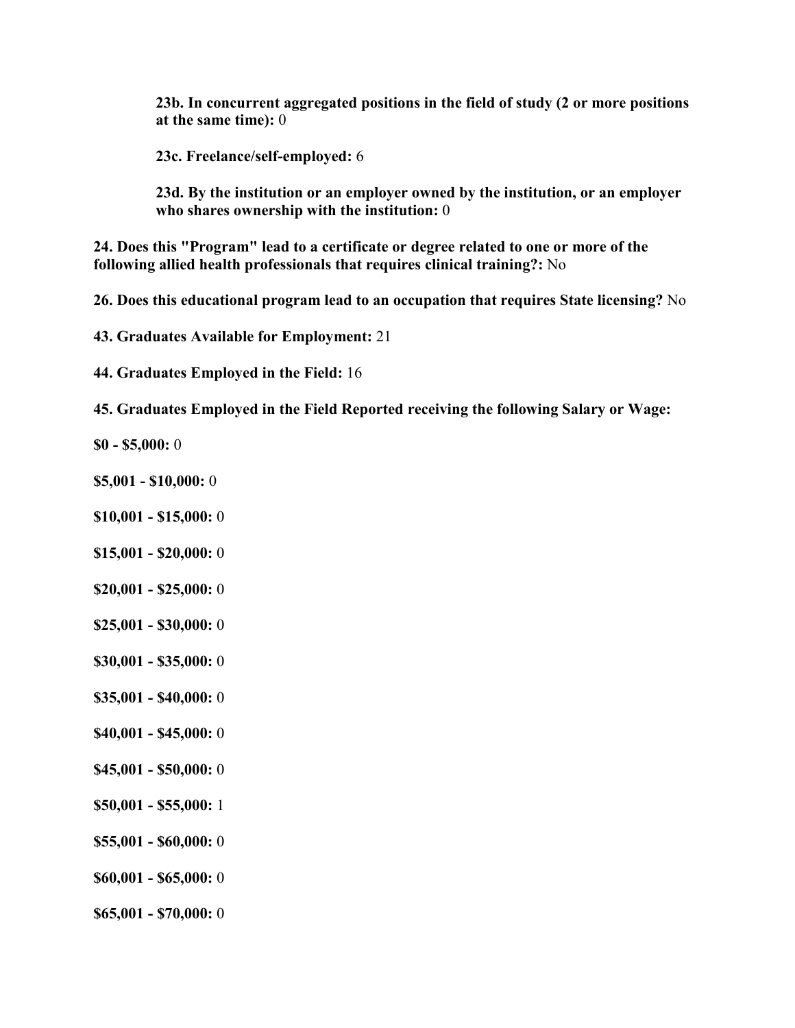**23b. In concurrent aggregated positions in the field of study (2 or more positions at the same time):** 0

**23c. Freelance/self-employed:** 6

**23d. By the institution or an employer owned by the institution, or an employer who shares ownership with the institution:** 0

**24. Does this "Program" lead to a certificate or degree related to one or more of the following allied health professionals that requires clinical training?:** No

**26. Does this educational program lead to an occupation that requires State licensing?** No

**43. Graduates Available for Employment:** 21

**44. Graduates Employed in the Field:** 16

**45. Graduates Employed in the Field Reported receiving the following Salary or Wage:**

**$0 - $5,000:** 0

**$5,001 - $10,000:** 0

**$10,001 - $15,000:** 0

**$15,001 - $20,000:** 0

**$20,001 - $25,000:** 0

**$25,001 - $30,000:** 0

**$30,001 - $35,000:** 0

**$35,001 - $40,000:** 0

**$40,001 - $45,000:** 0

**$45,001 - $50,000:** 0

**$50,001 - $55,000:** 1

**$55,001 - $60,000:** 0

**$60,001 - $65,000:** 0

**$65,001 - $70,000:** 0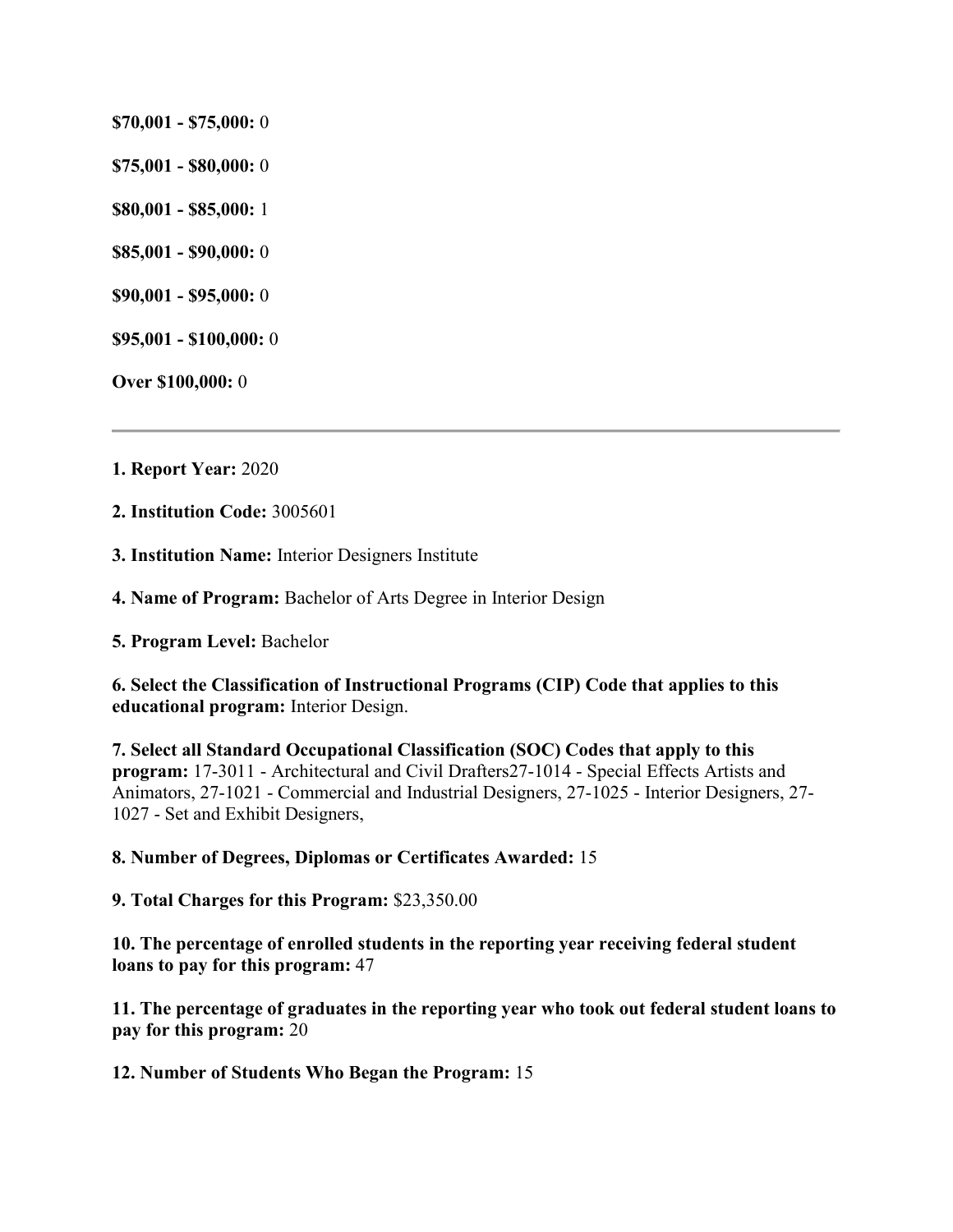**$70,001 - $75,000:** 0

**$75,001 - $80,000:** 0

**$80,001 - $85,000:** 1

**$85,001 - $90,000:** 0

**$90,001 - $95,000:** 0

**$95,001 - $100,000:** 0

**Over $100,000:** 0

---

**1. Report Year:** 2020

**2. Institution Code:** 3005601

**3. Institution Name:** Interior Designers Institute

**4. Name of Program:** Bachelor of Arts Degree in Interior Design

**5. Program Level:** Bachelor

**6. Select the Classification of Instructional Programs (CIP) Code that applies to this educational program:** Interior Design.

**7. Select all Standard Occupational Classification (SOC) Codes that apply to this program:** 17-3011 - Architectural and Civil Drafters27-1014 - Special Effects Artists and Animators, 27-1021 - Commercial and Industrial Designers, 27-1025 - Interior Designers, 27-1027 - Set and Exhibit Designers,

**8. Number of Degrees, Diplomas or Certificates Awarded:** 15

**9. Total Charges for this Program:** $23,350.00

**10. The percentage of enrolled students in the reporting year receiving federal student loans to pay for this program:** 47

**11. The percentage of graduates in the reporting year who took out federal student loans to pay for this program:** 20

**12. Number of Students Who Began the Program:** 15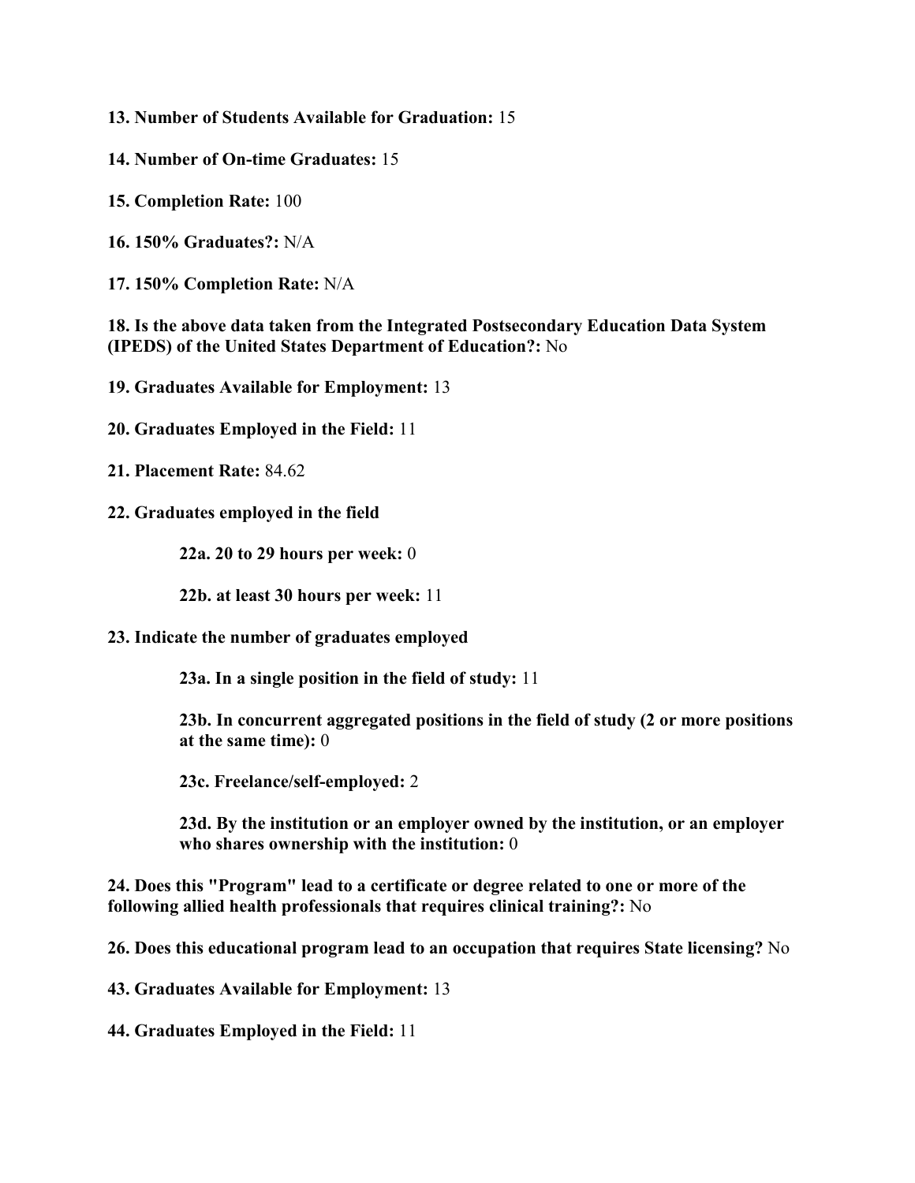**13. Number of Students Available for Graduation:** 15

**14. Number of On-time Graduates:** 15

**15. Completion Rate:** 100

**16. 150% Graduates?:** N/A

**17. 150% Completion Rate:** N/A

**18. Is the above data taken from the Integrated Postsecondary Education Data System (IPEDS) of the United States Department of Education?:** No

**19. Graduates Available for Employment:** 13

**20. Graduates Employed in the Field:** 11

**21. Placement Rate:** 84.62

**22. Graduates employed in the field**

> **22a. 20 to 29 hours per week:** 0
>
> **22b. at least 30 hours per week:** 11

**23. Indicate the number of graduates employed**

> **23a. In a single position in the field of study:** 11
>
> **23b. In concurrent aggregated positions in the field of study (2 or more positions at the same time):** 0
>
> **23c. Freelance/self-employed:** 2
>
> **23d. By the institution or an employer owned by the institution, or an employer who shares ownership with the institution:** 0

**24. Does this "Program" lead to a certificate or degree related to one or more of the following allied health professionals that requires clinical training?:** No

**26. Does this educational program lead to an occupation that requires State licensing?** No

**43. Graduates Available for Employment:** 13

**44. Graduates Employed in the Field:** 11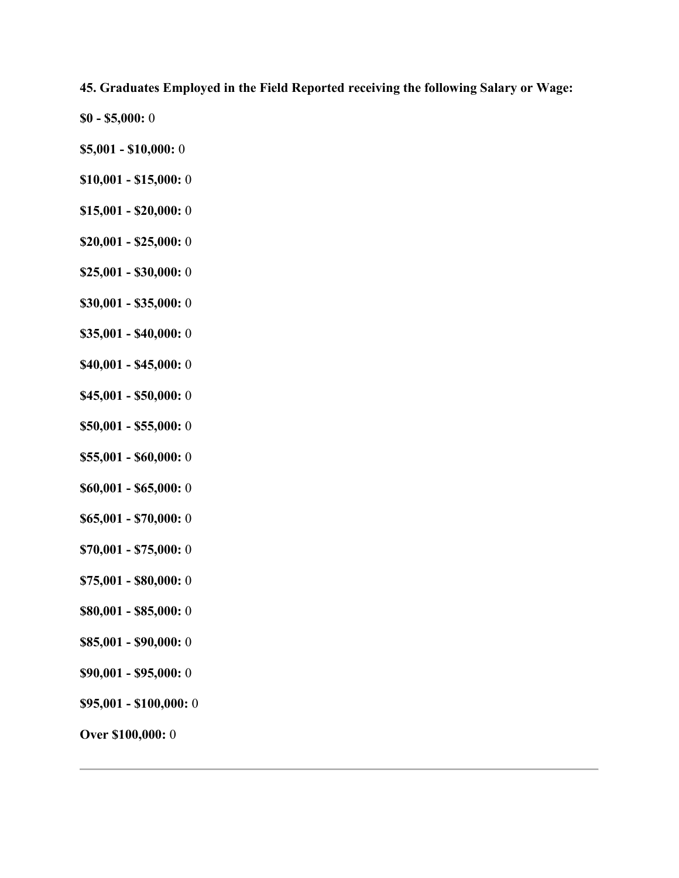**45. Graduates Employed in the Field Reported receiving the following Salary or Wage:**

**$0 - $5,000:** 0

**$5,001 - $10,000:** 0

**$10,001 - $15,000:** 0

**$15,001 - $20,000:** 0

**$20,001 - $25,000:** 0

**$25,001 - $30,000:** 0

**$30,001 - $35,000:** 0

**$35,001 - $40,000:** 0

**$40,001 - $45,000:** 0

**$45,001 - $50,000:** 0

**$50,001 - $55,000:** 0

**$55,001 - $60,000:** 0

**$60,001 - $65,000:** 0

**$65,001 - $70,000:** 0

**$70,001 - $75,000:** 0

**$75,001 - $80,000:** 0

**$80,001 - $85,000:** 0

**$85,001 - $90,000:** 0

**$90,001 - $95,000:** 0

**$95,001 - $100,000:** 0

**Over $100,000:** 0

---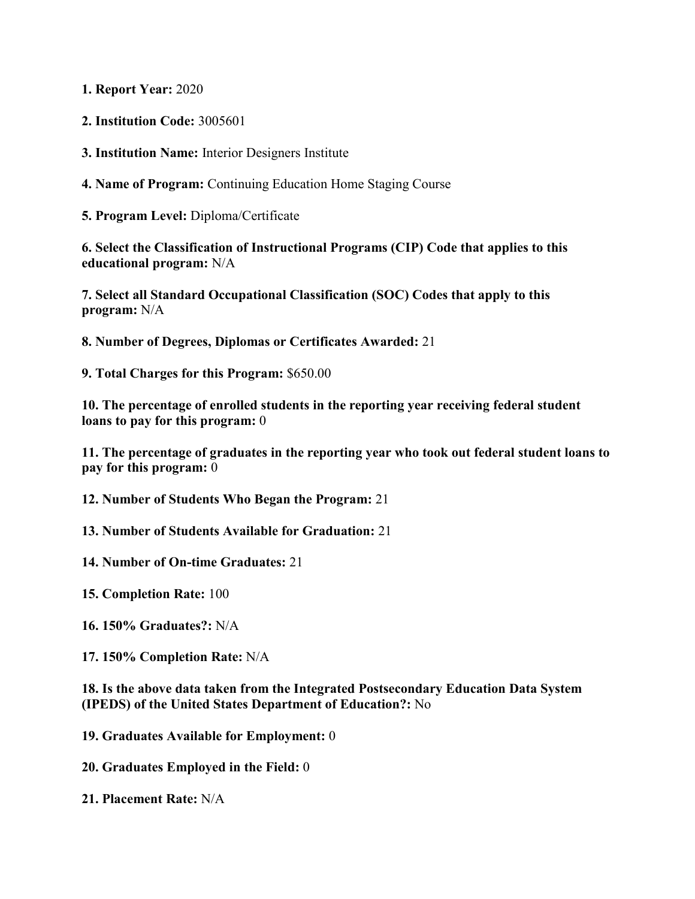**1. Report Year:** 2020

**2. Institution Code:** 3005601

**3. Institution Name:** Interior Designers Institute

**4. Name of Program:** Continuing Education Home Staging Course

**5. Program Level:** Diploma/Certificate

**6. Select the Classification of Instructional Programs (CIP) Code that applies to this educational program:** N/A

**7. Select all Standard Occupational Classification (SOC) Codes that apply to this program:** N/A

**8. Number of Degrees, Diplomas or Certificates Awarded:** 21

**9. Total Charges for this Program:** $650.00

**10. The percentage of enrolled students in the reporting year receiving federal student loans to pay for this program:** 0

**11. The percentage of graduates in the reporting year who took out federal student loans to pay for this program:** 0

**12. Number of Students Who Began the Program:** 21

**13. Number of Students Available for Graduation:** 21

**14. Number of On-time Graduates:** 21

**15. Completion Rate:** 100

**16. 150% Graduates?:** N/A

**17. 150% Completion Rate:** N/A

**18. Is the above data taken from the Integrated Postsecondary Education Data System (IPEDS) of the United States Department of Education?:** No

**19. Graduates Available for Employment:** 0

**20. Graduates Employed in the Field:** 0

**21. Placement Rate:** N/A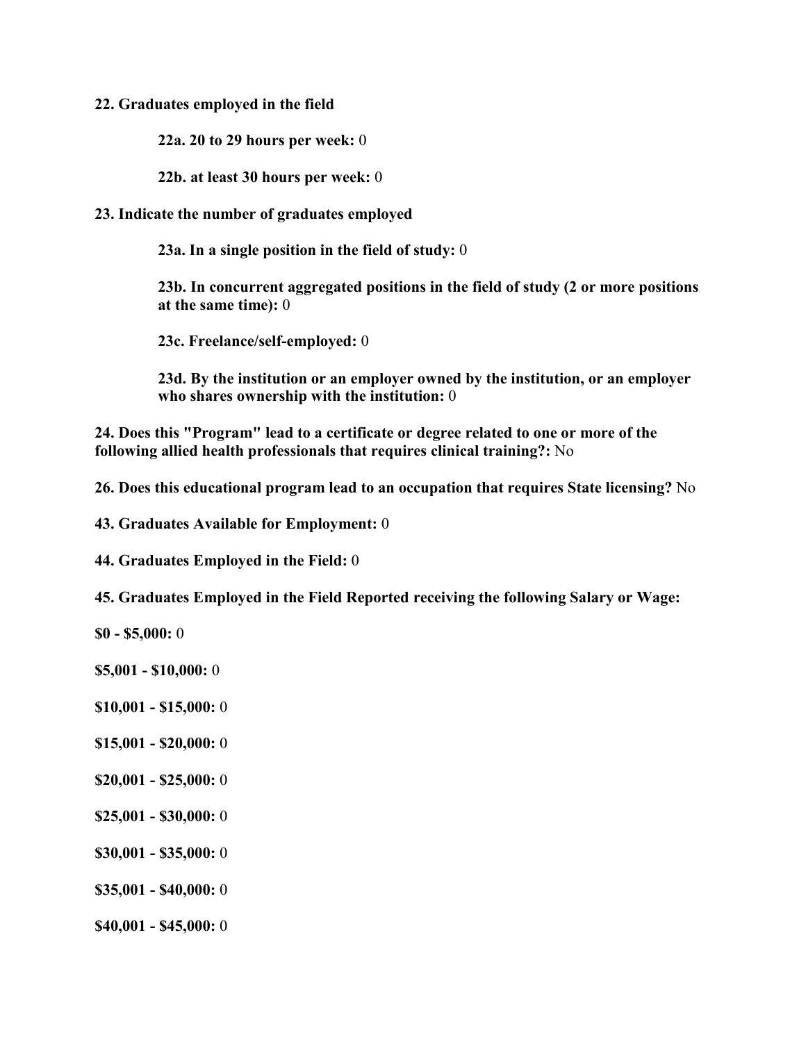**22. Graduates employed in the field**

> **22a. 20 to 29 hours per week:** 0
>
> **22b. at least 30 hours per week:** 0

**23. Indicate the number of graduates employed**

> **23a. In a single position in the field of study:** 0
>
> **23b. In concurrent aggregated positions in the field of study (2 or more positions at the same time):** 0
>
> **23c. Freelance/self-employed:** 0
>
> **23d. By the institution or an employer owned by the institution, or an employer who shares ownership with the institution:** 0

**24. Does this "Program" lead to a certificate or degree related to one or more of the following allied health professionals that requires clinical training?:** No

**26. Does this educational program lead to an occupation that requires State licensing?** No

**43. Graduates Available for Employment:** 0

**44. Graduates Employed in the Field:** 0

**45. Graduates Employed in the Field Reported receiving the following Salary or Wage:**

**$0 - $5,000:** 0

**$5,001 - $10,000:** 0

**$10,001 - $15,000:** 0

**$15,001 - $20,000:** 0

**$20,001 - $25,000:** 0

**$25,001 - $30,000:** 0

**$30,001 - $35,000:** 0

**$35,001 - $40,000:** 0

**$40,001 - $45,000:** 0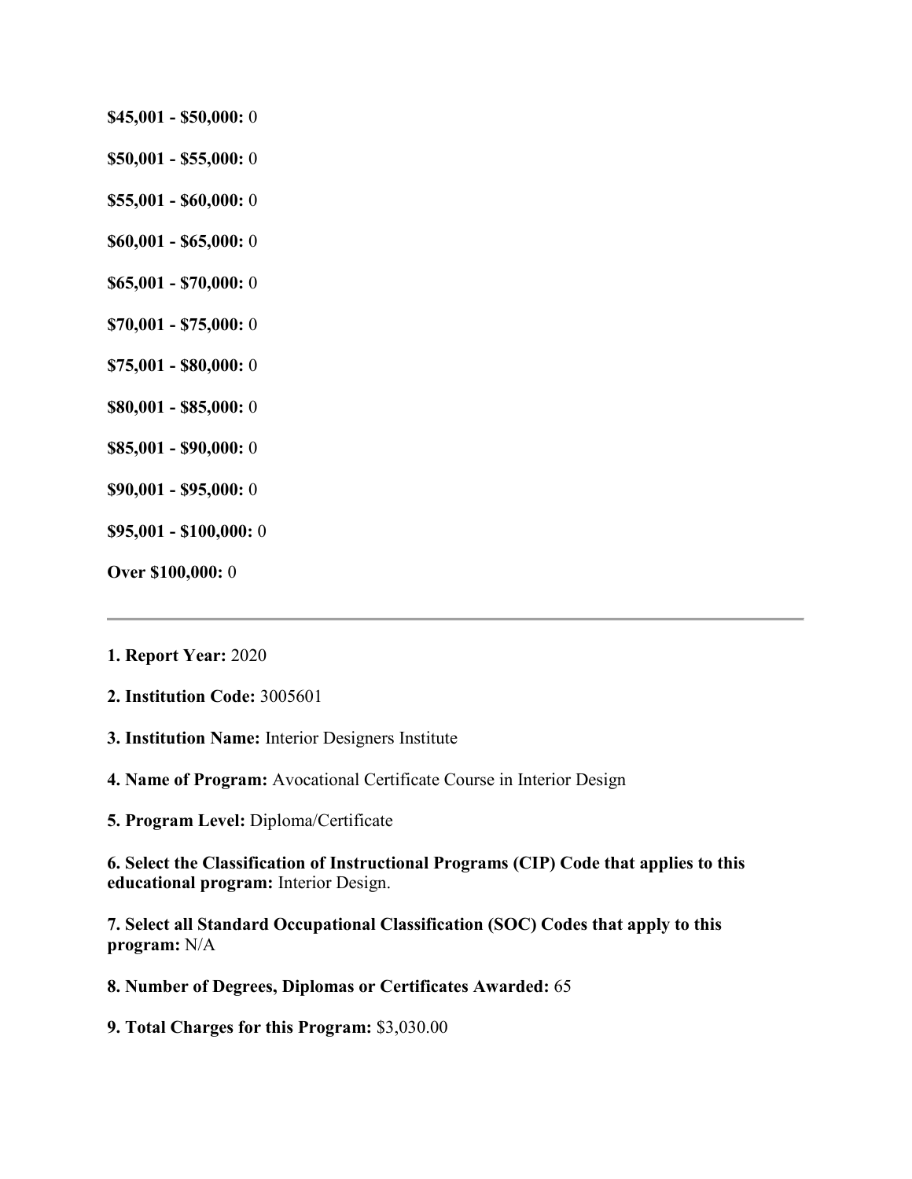**$45,001 - $50,000:** 0

**$50,001 - $55,000:** 0

**$55,001 - $60,000:** 0

**$60,001 - $65,000:** 0

**$65,001 - $70,000:** 0

**$70,001 - $75,000:** 0

**$75,001 - $80,000:** 0

**$80,001 - $85,000:** 0

**$85,001 - $90,000:** 0

**$90,001 - $95,000:** 0

**$95,001 - $100,000:** 0

**Over $100,000:** 0

---

**1. Report Year:** 2020

**2. Institution Code:** 3005601

**3. Institution Name:** Interior Designers Institute

**4. Name of Program:** Avocational Certificate Course in Interior Design

**5. Program Level:** Diploma/Certificate

**6. Select the Classification of Instructional Programs (CIP) Code that applies to this educational program:** Interior Design.

**7. Select all Standard Occupational Classification (SOC) Codes that apply to this program:** N/A

**8. Number of Degrees, Diplomas or Certificates Awarded:** 65

**9. Total Charges for this Program:** $3,030.00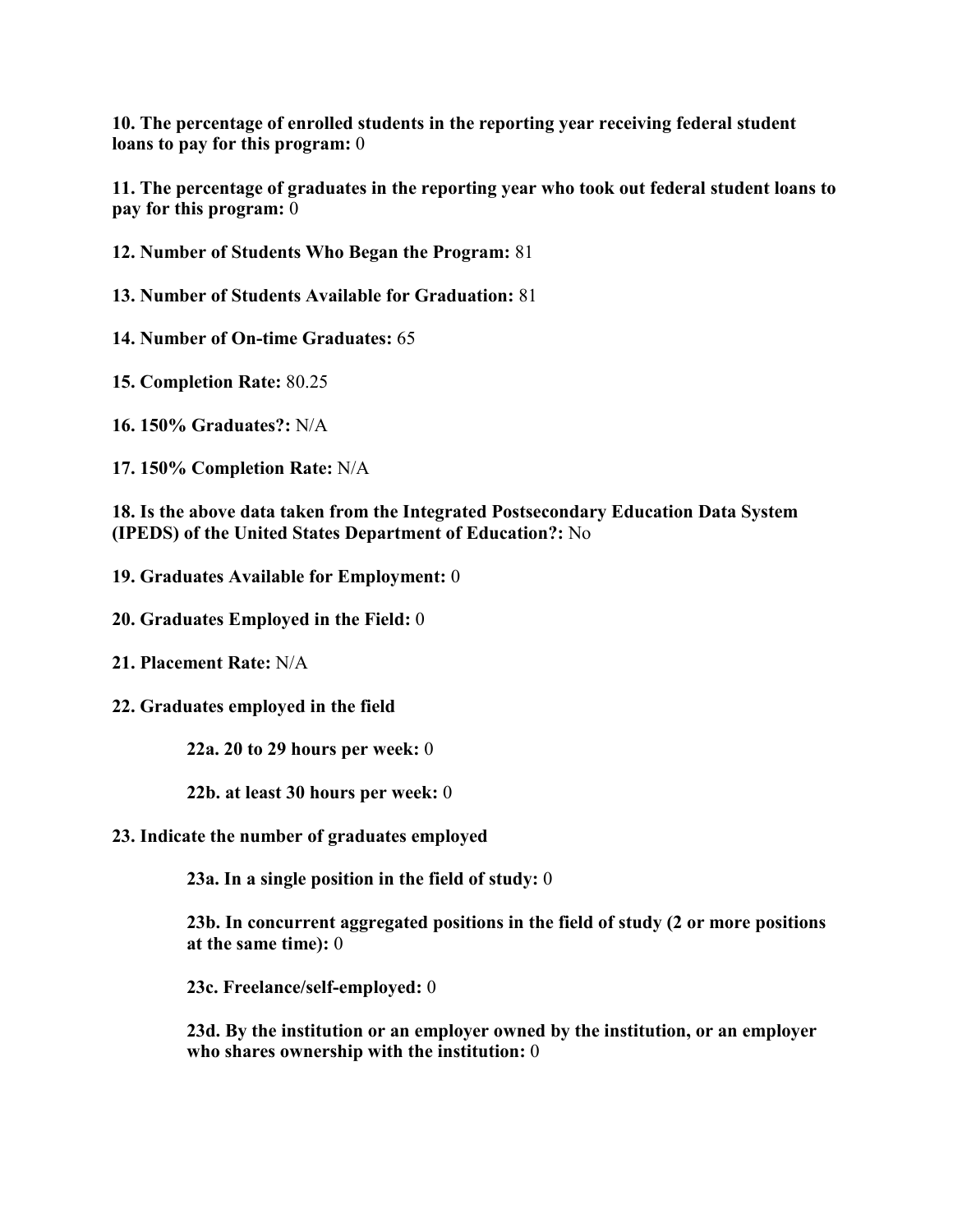**10. The percentage of enrolled students in the reporting year receiving federal student loans to pay for this program:** 0

**11. The percentage of graduates in the reporting year who took out federal student loans to pay for this program:** 0

**12. Number of Students Who Began the Program:** 81

**13. Number of Students Available for Graduation:** 81

**14. Number of On-time Graduates:** 65

**15. Completion Rate:** 80.25

**16. 150% Graduates?:** N/A

**17. 150% Completion Rate:** N/A

**18. Is the above data taken from the Integrated Postsecondary Education Data System (IPEDS) of the United States Department of Education?:** No

**19. Graduates Available for Employment:** 0

**20. Graduates Employed in the Field:** 0

**21. Placement Rate:** N/A

**22. Graduates employed in the field**

> **22a. 20 to 29 hours per week:** 0
>
> **22b. at least 30 hours per week:** 0

**23. Indicate the number of graduates employed**

> **23a. In a single position in the field of study:** 0
>
> **23b. In concurrent aggregated positions in the field of study (2 or more positions at the same time):** 0
>
> **23c. Freelance/self-employed:** 0
>
> **23d. By the institution or an employer owned by the institution, or an employer who shares ownership with the institution:** 0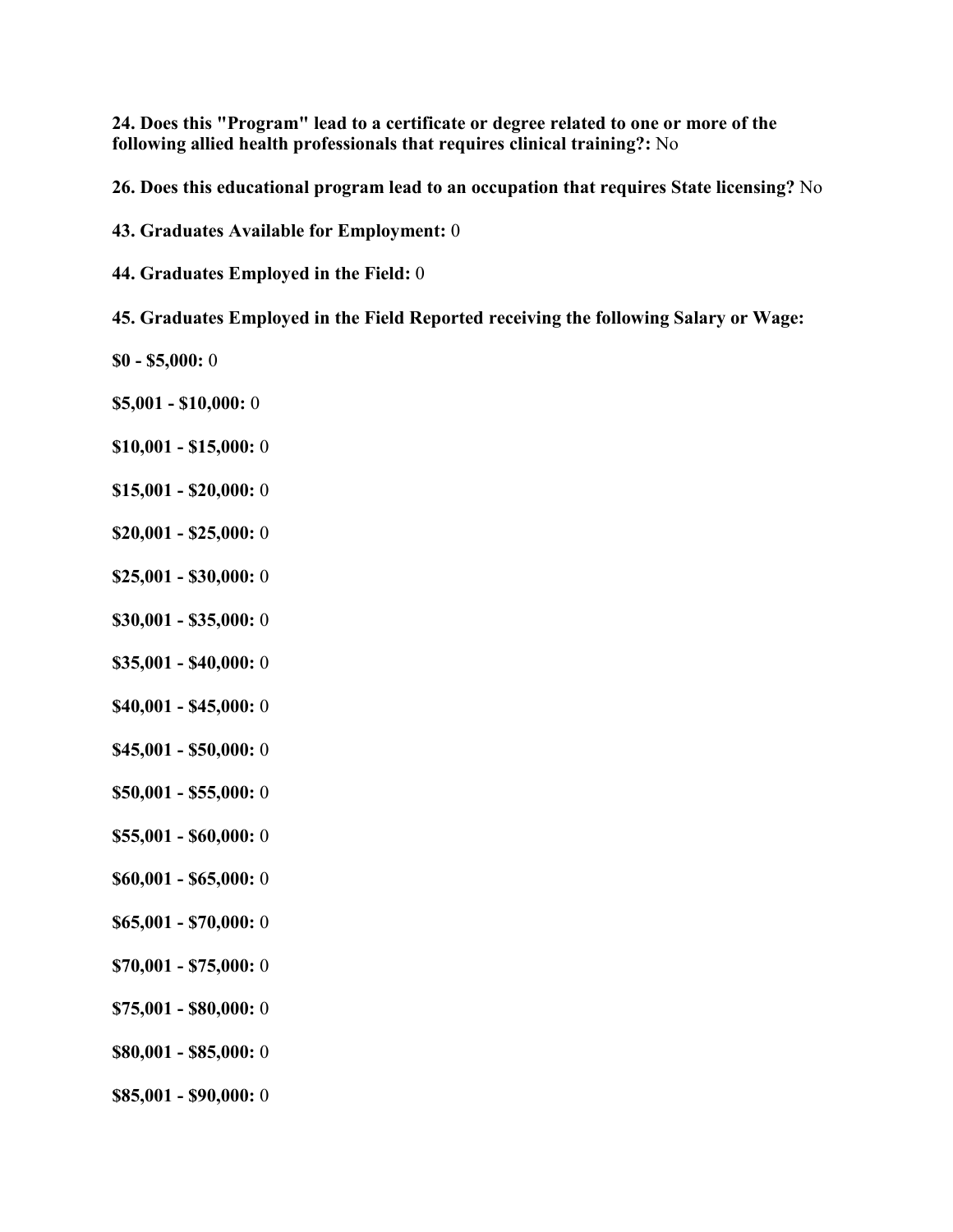**24. Does this "Program" lead to a certificate or degree related to one or more of the following allied health professionals that requires clinical training?:** No

**26. Does this educational program lead to an occupation that requires State licensing?** No

**43. Graduates Available for Employment:** 0

**44. Graduates Employed in the Field:** 0

**45. Graduates Employed in the Field Reported receiving the following Salary or Wage:**

**$0 - $5,000:** 0

**$5,001 - $10,000:** 0

**$10,001 - $15,000:** 0

**$15,001 - $20,000:** 0

**$20,001 - $25,000:** 0

**$25,001 - $30,000:** 0

**$30,001 - $35,000:** 0

**$35,001 - $40,000:** 0

**$40,001 - $45,000:** 0

**$45,001 - $50,000:** 0

**$50,001 - $55,000:** 0

**$55,001 - $60,000:** 0

**$60,001 - $65,000:** 0

**$65,001 - $70,000:** 0

**$70,001 - $75,000:** 0

**$75,001 - $80,000:** 0

**$80,001 - $85,000:** 0

**$85,001 - $90,000:** 0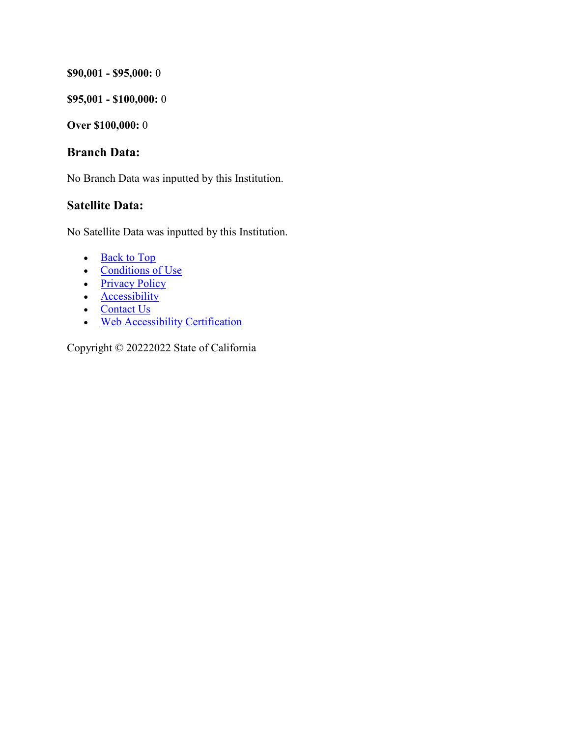**$90,001 - $95,000:** 0

**$95,001 - $100,000:** 0

**Over $100,000:** 0

### Branch Data:

No Branch Data was inputted by this Institution.

### Satellite Data:

No Satellite Data was inputted by this Institution.

- Back to Top
- Conditions of Use
- Privacy Policy
- Accessibility
- Contact Us
- Web Accessibility Certification

Copyright © 20222022 State of California